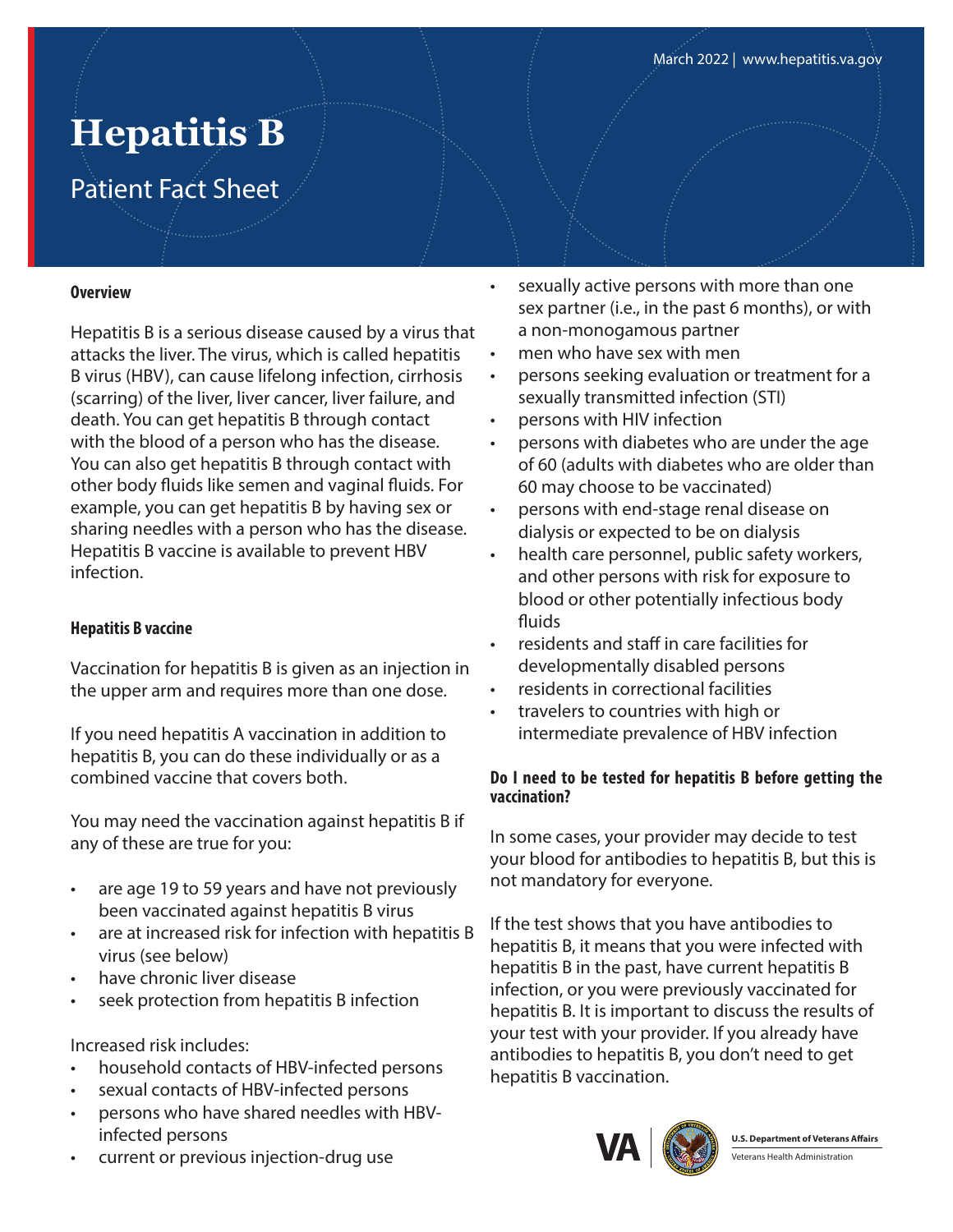# Hepatitis B

## Patient Fact Sheet

March 2022 | www.hepatitis.va.gov

**Overview**

Hepatitis B is a serious disease caused by a virus that attacks the liver. The virus, which is called hepatitis B virus (HBV), can cause lifelong infection, cirrhosis (scarring) of the liver, liver cancer, liver failure, and death. You can get hepatitis B through contact with the blood of a person who has the disease. You can also get hepatitis B through contact with other body fluids like semen and vaginal fluids. For example, you can get hepatitis B by having sex or sharing needles with a person who has the disease. Hepatitis B vaccine is available to prevent HBV infection.

**Hepatitis B vaccine**

Vaccination for hepatitis B is given as an injection in the upper arm and requires more than one dose.

If you need hepatitis A vaccination in addition to hepatitis B, you can do these individually or as a combined vaccine that covers both.

You may need the vaccination against hepatitis B if any of these are true for you:

- are age 19 to 59 years and have not previously been vaccinated against hepatitis B virus
- are at increased risk for infection with hepatitis B virus (see below)
- have chronic liver disease
- seek protection from hepatitis B infection

Increased risk includes:

- household contacts of HBV-infected persons
- sexual contacts of HBV-infected persons
- persons who have shared needles with HBV-infected persons
- current or previous injection-drug use
- sexually active persons with more than one sex partner (i.e., in the past 6 months), or with a non-monogamous partner
- men who have sex with men
- persons seeking evaluation or treatment for a sexually transmitted infection (STI)
- persons with HIV infection
- persons with diabetes who are under the age of 60 (adults with diabetes who are older than 60 may choose to be vaccinated)
- persons with end-stage renal disease on dialysis or expected to be on dialysis
- health care personnel, public safety workers, and other persons with risk for exposure to blood or other potentially infectious body fluids
- residents and staff in care facilities for developmentally disabled persons
- residents in correctional facilities
- travelers to countries with high or intermediate prevalence of HBV infection

**Do I need to be tested for hepatitis B before getting the vaccination?**

In some cases, your provider may decide to test your blood for antibodies to hepatitis B, but this is not mandatory for everyone.

If the test shows that you have antibodies to hepatitis B, it means that you were infected with hepatitis B in the past, have current hepatitis B infection, or you were previously vaccinated for hepatitis B. It is important to discuss the results of your test with your provider. If you already have antibodies to hepatitis B, you don't need to get hepatitis B vaccination.

U.S. Department of Veterans Affairs
Veterans Health Administration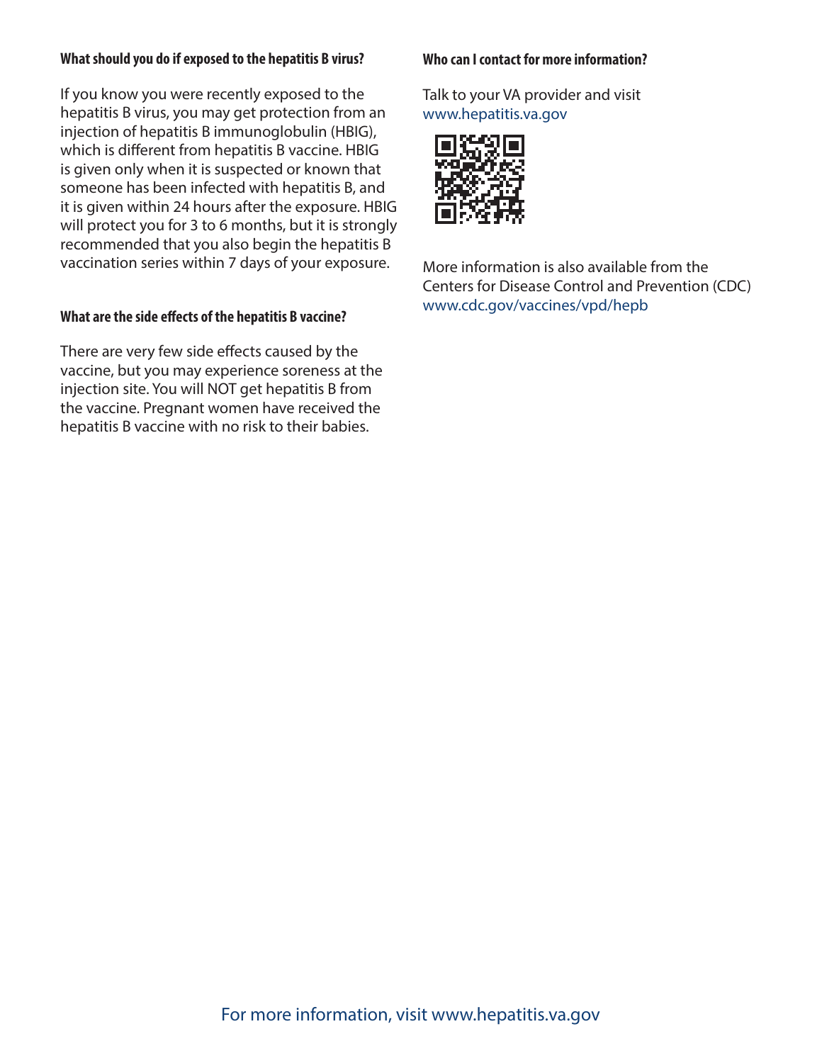**What should you do if exposed to the hepatitis B virus?**

If you know you were recently exposed to the hepatitis B virus, you may get protection from an injection of hepatitis B immunoglobulin (HBIG), which is different from hepatitis B vaccine. HBIG is given only when it is suspected or known that someone has been infected with hepatitis B, and it is given within 24 hours after the exposure. HBIG will protect you for 3 to 6 months, but it is strongly recommended that you also begin the hepatitis B vaccination series within 7 days of your exposure.

**What are the side effects of the hepatitis B vaccine?**

There are very few side effects caused by the vaccine, but you may experience soreness at the injection site. You will NOT get hepatitis B from the vaccine. Pregnant women have received the hepatitis B vaccine with no risk to their babies.

**Who can I contact for more information?**

Talk to your VA provider and visit www.hepatitis.va.gov

More information is also available from the Centers for Disease Control and Prevention (CDC) www.cdc.gov/vaccines/vpd/hepb

For more information, visit www.hepatitis.va.gov